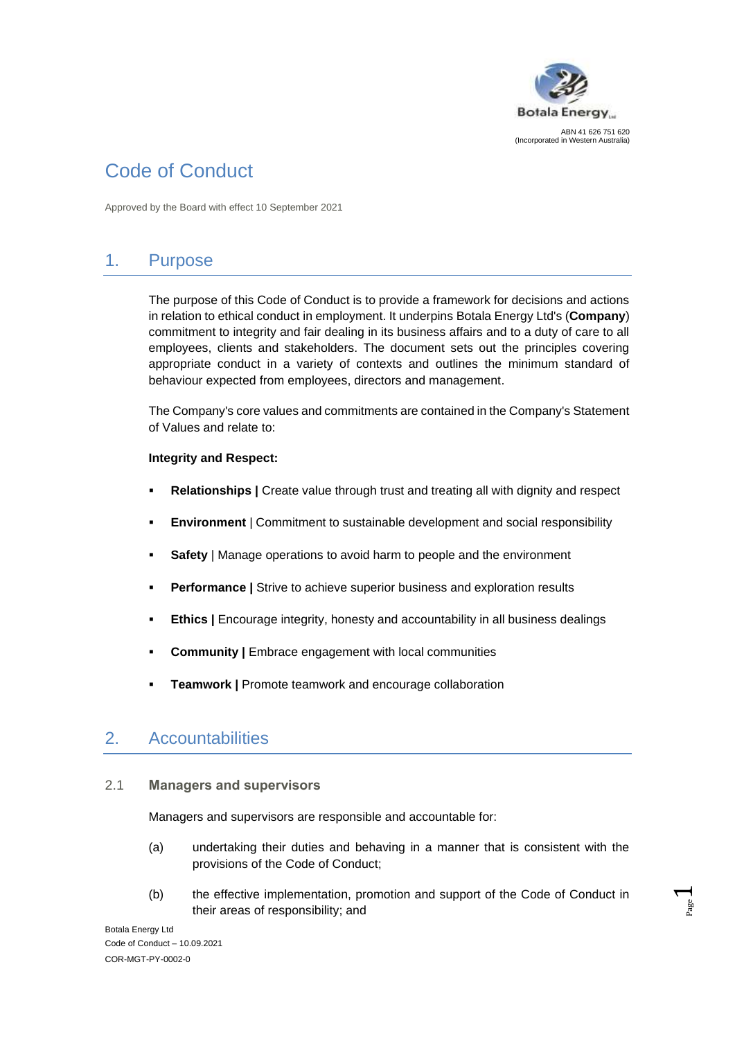Botala Energy Ltd

ABN 41 626 751 620
(Incorporated in Western Australia)

# Code of Conduct

Approved by the Board with effect 10 September 2021

## 1. Purpose

The purpose of this Code of Conduct is to provide a framework for decisions and actions in relation to ethical conduct in employment. It underpins Botala Energy Ltd's (**Company**) commitment to integrity and fair dealing in its business affairs and to a duty of care to all employees, clients and stakeholders. The document sets out the principles covering appropriate conduct in a variety of contexts and outlines the minimum standard of behaviour expected from employees, directors and management.

The Company's core values and commitments are contained in the Company's Statement of Values and relate to:

**Integrity and Respect:**

- **Relationships |** Create value through trust and treating all with dignity and respect
- **Environment** | Commitment to sustainable development and social responsibility
- **Safety** | Manage operations to avoid harm to people and the environment
- **Performance |** Strive to achieve superior business and exploration results
- **Ethics |** Encourage integrity, honesty and accountability in all business dealings
- **Community |** Embrace engagement with local communities
- **Teamwork |** Promote teamwork and encourage collaboration

## 2. Accountabilities

### 2.1 Managers and supervisors

Managers and supervisors are responsible and accountable for:

(a) undertaking their duties and behaving in a manner that is consistent with the provisions of the Code of Conduct;

(b) the effective implementation, promotion and support of the Code of Conduct in their areas of responsibility; and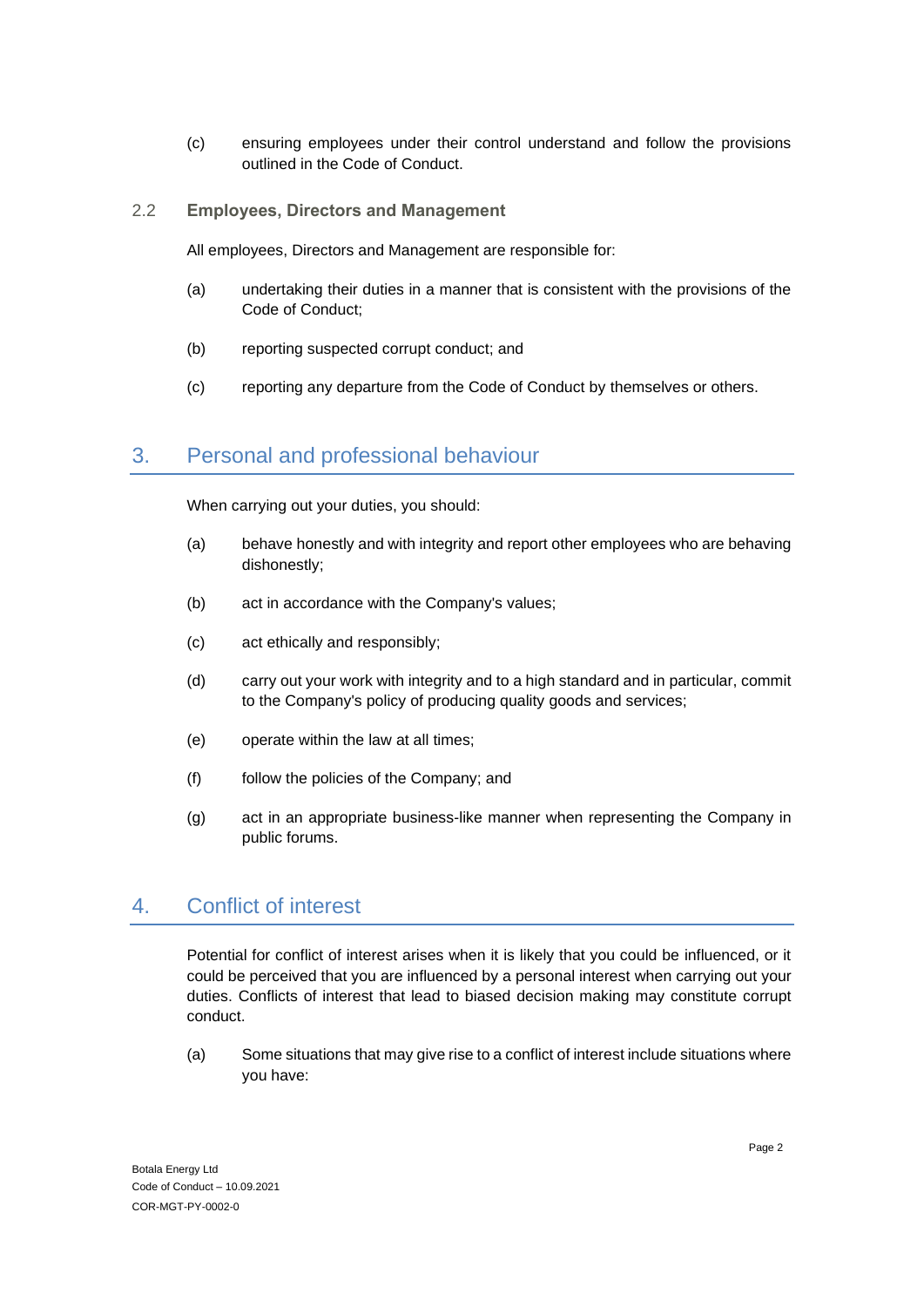(c) ensuring employees under their control understand and follow the provisions outlined in the Code of Conduct.

### 2.2 Employees, Directors and Management

All employees, Directors and Management are responsible for:

(a) undertaking their duties in a manner that is consistent with the provisions of the Code of Conduct;

(b) reporting suspected corrupt conduct; and

(c) reporting any departure from the Code of Conduct by themselves or others.

## 3. Personal and professional behaviour

When carrying out your duties, you should:

(a) behave honestly and with integrity and report other employees who are behaving dishonestly;

(b) act in accordance with the Company's values;

(c) act ethically and responsibly;

(d) carry out your work with integrity and to a high standard and in particular, commit to the Company's policy of producing quality goods and services;

(e) operate within the law at all times;

(f) follow the policies of the Company; and

(g) act in an appropriate business-like manner when representing the Company in public forums.

## 4. Conflict of interest

Potential for conflict of interest arises when it is likely that you could be influenced, or it could be perceived that you are influenced by a personal interest when carrying out your duties. Conflicts of interest that lead to biased decision making may constitute corrupt conduct.

(a) Some situations that may give rise to a conflict of interest include situations where you have: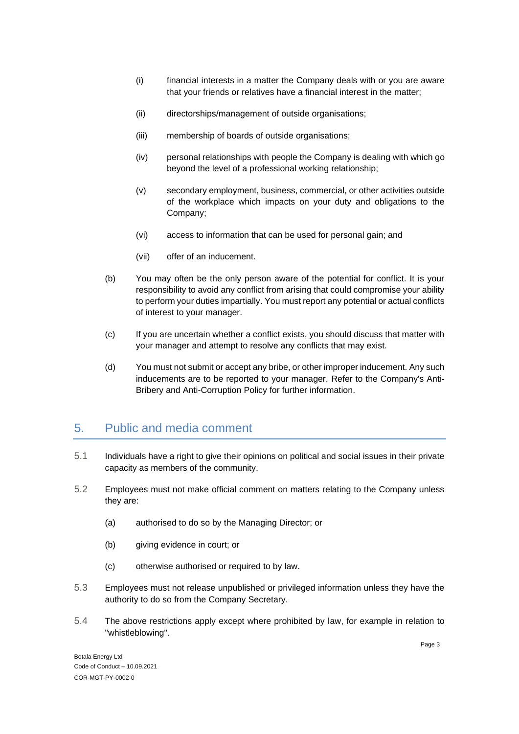(i) financial interests in a matter the Company deals with or you are aware that your friends or relatives have a financial interest in the matter;

(ii) directorships/management of outside organisations;

(iii) membership of boards of outside organisations;

(iv) personal relationships with people the Company is dealing with which go beyond the level of a professional working relationship;

(v) secondary employment, business, commercial, or other activities outside of the workplace which impacts on your duty and obligations to the Company;

(vi) access to information that can be used for personal gain; and

(vii) offer of an inducement.

(b) You may often be the only person aware of the potential for conflict. It is your responsibility to avoid any conflict from arising that could compromise your ability to perform your duties impartially. You must report any potential or actual conflicts of interest to your manager.

(c) If you are uncertain whether a conflict exists, you should discuss that matter with your manager and attempt to resolve any conflicts that may exist.

(d) You must not submit or accept any bribe, or other improper inducement. Any such inducements are to be reported to your manager. Refer to the Company's Anti-Bribery and Anti-Corruption Policy for further information.

## 5. Public and media comment

5.1 Individuals have a right to give their opinions on political and social issues in their private capacity as members of the community.

5.2 Employees must not make official comment on matters relating to the Company unless they are:

(a) authorised to do so by the Managing Director; or

(b) giving evidence in court; or

(c) otherwise authorised or required to by law.

5.3 Employees must not release unpublished or privileged information unless they have the authority to do so from the Company Secretary.

5.4 The above restrictions apply except where prohibited by law, for example in relation to "whistleblowing".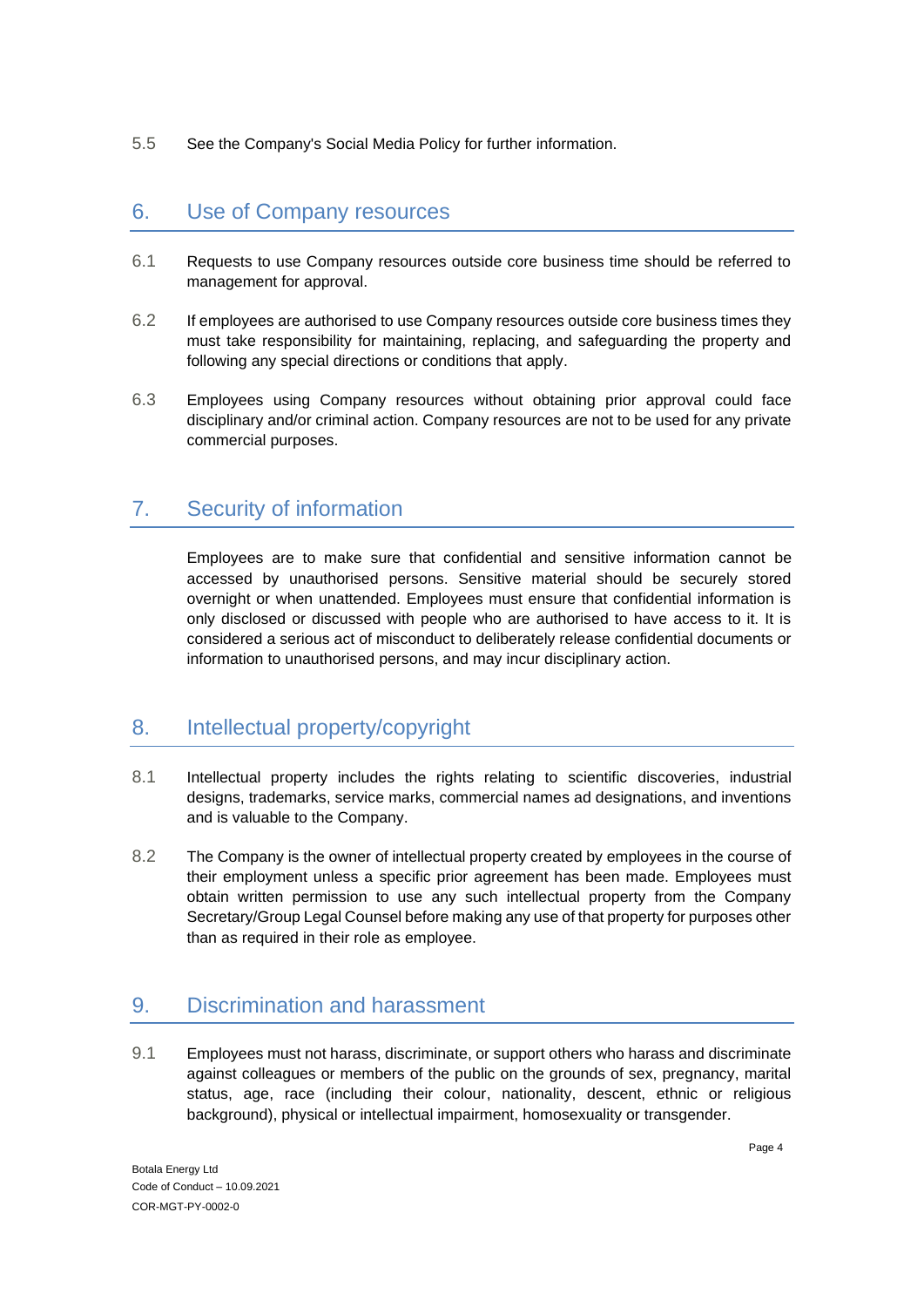5.5 See the Company's Social Media Policy for further information.

## 6. Use of Company resources

6.1 Requests to use Company resources outside core business time should be referred to management for approval.

6.2 If employees are authorised to use Company resources outside core business times they must take responsibility for maintaining, replacing, and safeguarding the property and following any special directions or conditions that apply.

6.3 Employees using Company resources without obtaining prior approval could face disciplinary and/or criminal action. Company resources are not to be used for any private commercial purposes.

## 7. Security of information

Employees are to make sure that confidential and sensitive information cannot be accessed by unauthorised persons. Sensitive material should be securely stored overnight or when unattended. Employees must ensure that confidential information is only disclosed or discussed with people who are authorised to have access to it. It is considered a serious act of misconduct to deliberately release confidential documents or information to unauthorised persons, and may incur disciplinary action.

## 8. Intellectual property/copyright

8.1 Intellectual property includes the rights relating to scientific discoveries, industrial designs, trademarks, service marks, commercial names ad designations, and inventions and is valuable to the Company.

8.2 The Company is the owner of intellectual property created by employees in the course of their employment unless a specific prior agreement has been made. Employees must obtain written permission to use any such intellectual property from the Company Secretary/Group Legal Counsel before making any use of that property for purposes other than as required in their role as employee.

## 9. Discrimination and harassment

9.1 Employees must not harass, discriminate, or support others who harass and discriminate against colleagues or members of the public on the grounds of sex, pregnancy, marital status, age, race (including their colour, nationality, descent, ethnic or religious background), physical or intellectual impairment, homosexuality or transgender.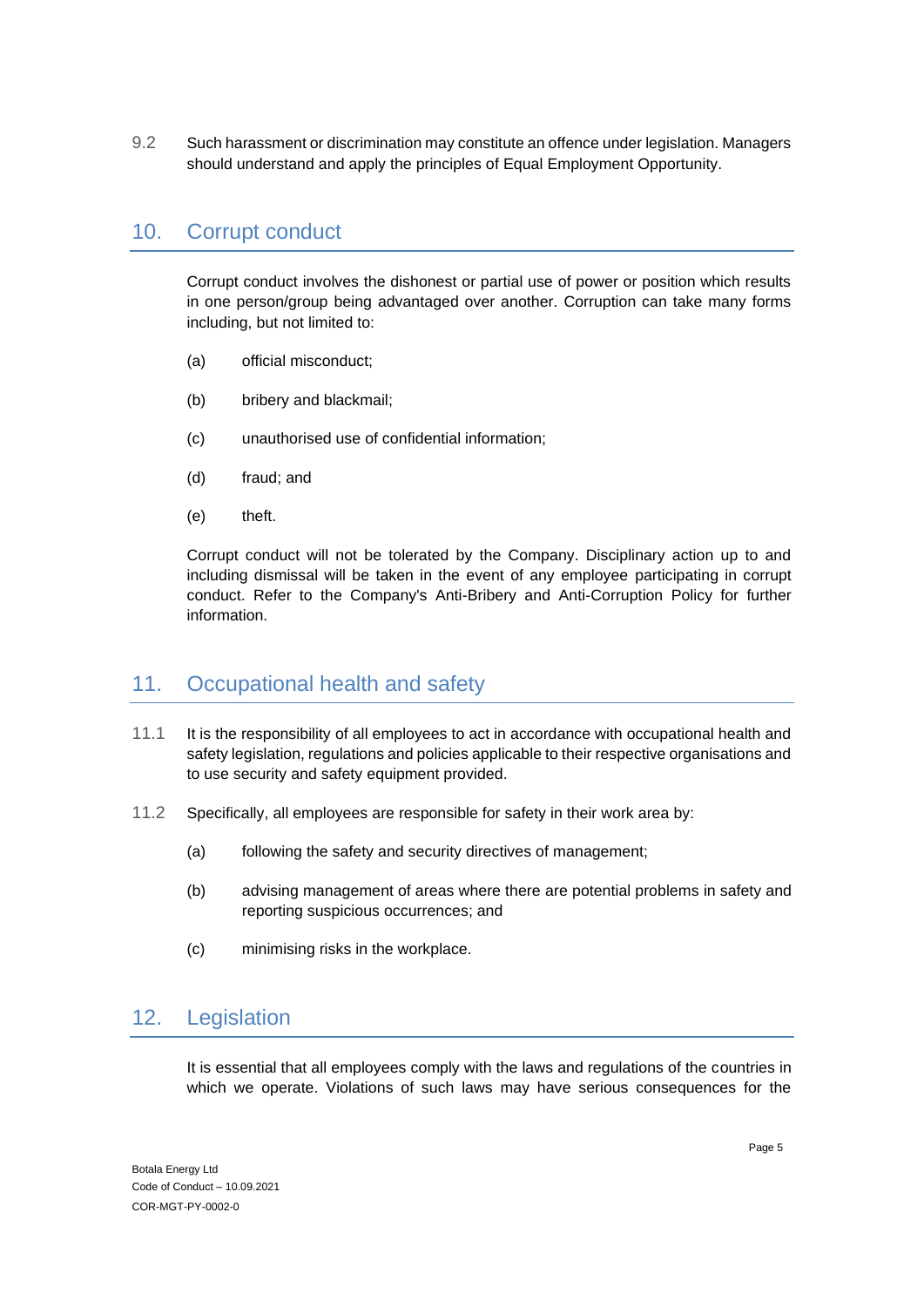9.2 Such harassment or discrimination may constitute an offence under legislation. Managers should understand and apply the principles of Equal Employment Opportunity.

## 10. Corrupt conduct

Corrupt conduct involves the dishonest or partial use of power or position which results in one person/group being advantaged over another. Corruption can take many forms including, but not limited to:

(a) official misconduct;

(b) bribery and blackmail;

(c) unauthorised use of confidential information;

(d) fraud; and

(e) theft.

Corrupt conduct will not be tolerated by the Company. Disciplinary action up to and including dismissal will be taken in the event of any employee participating in corrupt conduct. Refer to the Company's Anti-Bribery and Anti-Corruption Policy for further information.

## 11. Occupational health and safety

11.1 It is the responsibility of all employees to act in accordance with occupational health and safety legislation, regulations and policies applicable to their respective organisations and to use security and safety equipment provided.

11.2 Specifically, all employees are responsible for safety in their work area by:

(a) following the safety and security directives of management;

(b) advising management of areas where there are potential problems in safety and reporting suspicious occurrences; and

(c) minimising risks in the workplace.

## 12. Legislation

It is essential that all employees comply with the laws and regulations of the countries in which we operate. Violations of such laws may have serious consequences for the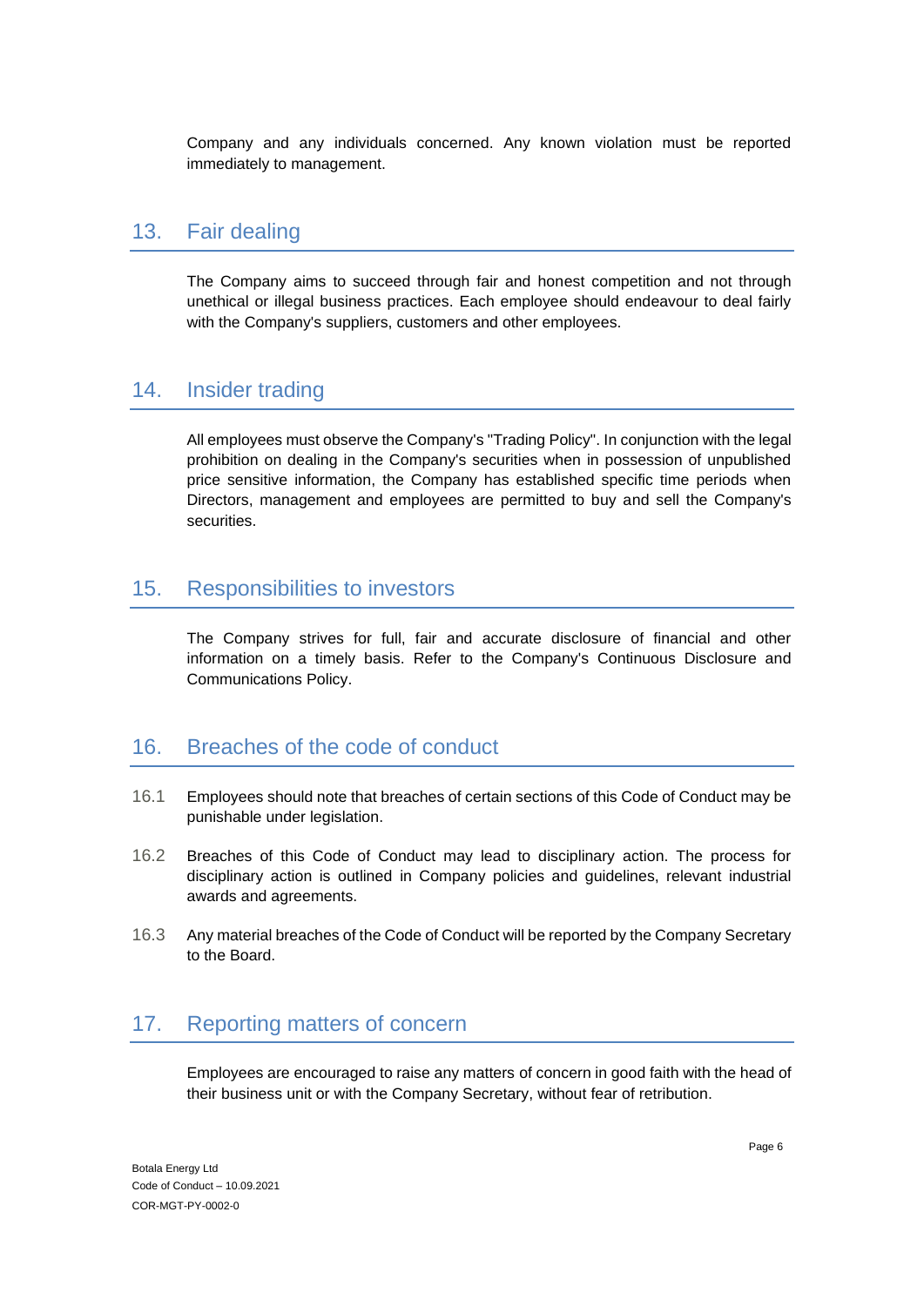Company and any individuals concerned. Any known violation must be reported immediately to management.

## 13. Fair dealing

The Company aims to succeed through fair and honest competition and not through unethical or illegal business practices. Each employee should endeavour to deal fairly with the Company's suppliers, customers and other employees.

## 14. Insider trading

All employees must observe the Company's "Trading Policy". In conjunction with the legal prohibition on dealing in the Company's securities when in possession of unpublished price sensitive information, the Company has established specific time periods when Directors, management and employees are permitted to buy and sell the Company's securities.

## 15. Responsibilities to investors

The Company strives for full, fair and accurate disclosure of financial and other information on a timely basis. Refer to the Company's Continuous Disclosure and Communications Policy.

## 16. Breaches of the code of conduct

16.1 Employees should note that breaches of certain sections of this Code of Conduct may be punishable under legislation.

16.2 Breaches of this Code of Conduct may lead to disciplinary action. The process for disciplinary action is outlined in Company policies and guidelines, relevant industrial awards and agreements.

16.3 Any material breaches of the Code of Conduct will be reported by the Company Secretary to the Board.

## 17. Reporting matters of concern

Employees are encouraged to raise any matters of concern in good faith with the head of their business unit or with the Company Secretary, without fear of retribution.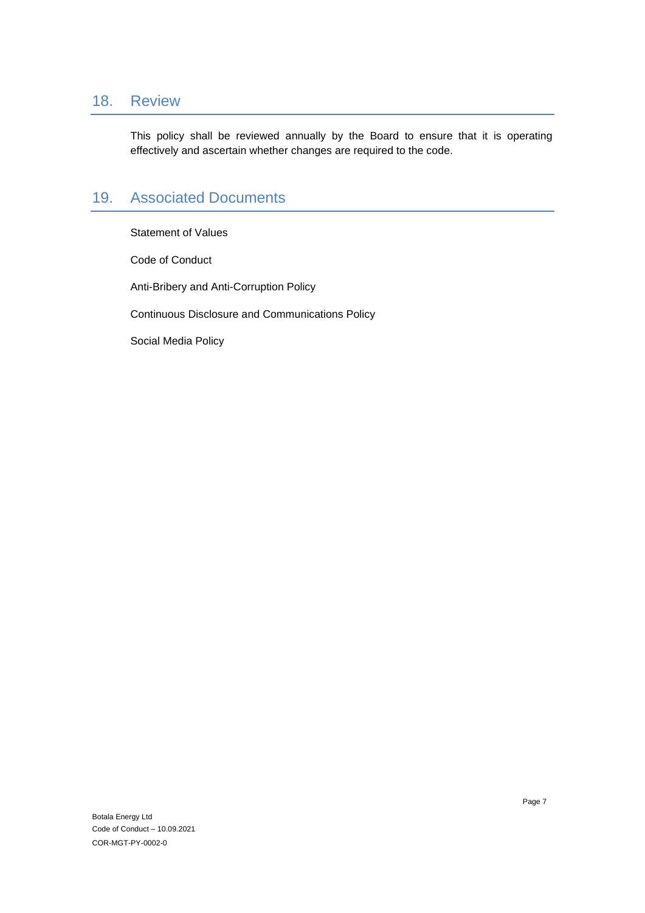## 18. Review

This policy shall be reviewed annually by the Board to ensure that it is operating effectively and ascertain whether changes are required to the code.

## 19. Associated Documents

Statement of Values

Code of Conduct

Anti-Bribery and Anti-Corruption Policy

Continuous Disclosure and Communications Policy

Social Media Policy